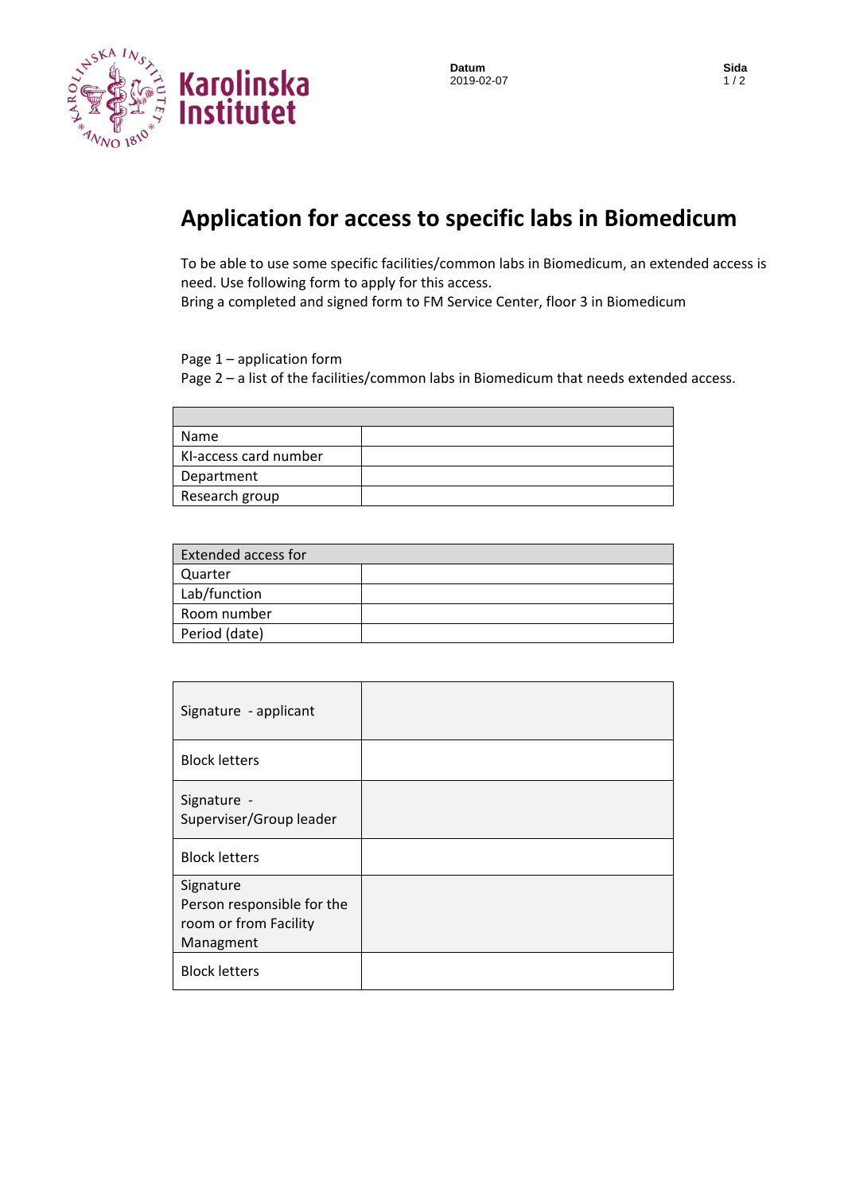Karolinska Institutet

Datum
2019-02-07

# Application for access to specific labs in Biomedicum

To be able to use some specific facilities/common labs in Biomedicum, an extended access is need. Use following form to apply for this access.
Bring a completed and signed form to FM Service Center, floor 3 in Biomedicum

Page 1 – application form
Page 2 – a list of the facilities/common labs in Biomedicum that needs extended access.

| | |
|---|---|
| Name | |
| KI-access card number | |
| Department | |
| Research group | |

| Extended access for | |
|---|---|
| Quarter | |
| Lab/function | |
| Room number | |
| Period (date) | |

| | |
|---|---|
| Signature - applicant | |
| Block letters | |
| Signature - Superviser/Group leader | |
| Block letters | |
| Signature Person responsible for the room or from Facility Managment | |
| Block letters | |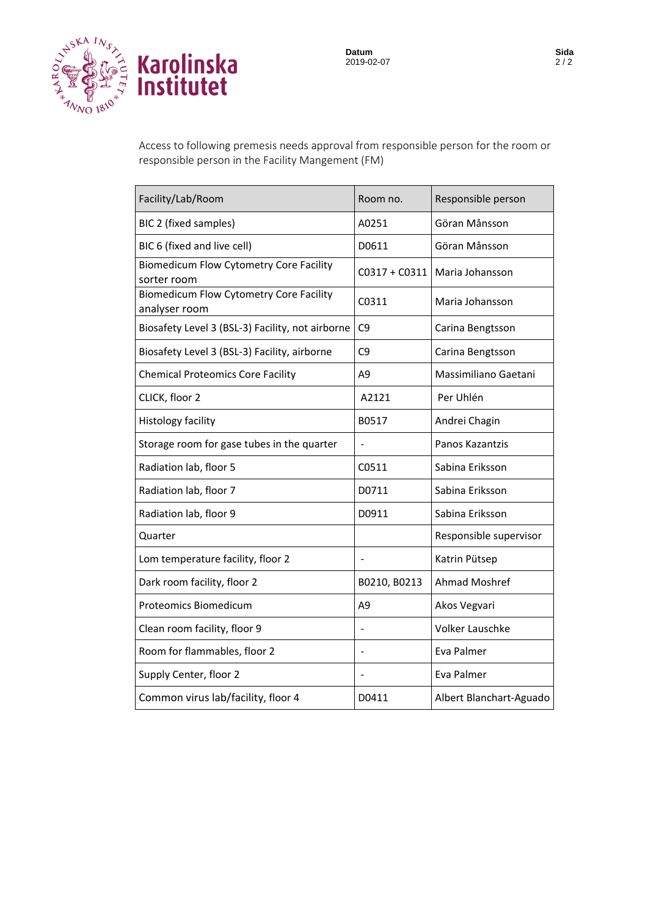Access to following premesis needs approval from responsible person for the room or responsible person in the Facility Mangement (FM)

| Facility/Lab/Room | Room no. | Responsible person |
|---|---|---|
| BIC 2 (fixed samples) | A0251 | Göran Månsson |
| BIC 6 (fixed and live cell) | D0611 | Göran Månsson |
| Biomedicum Flow Cytometry Core Facility sorter room | C0317 + C0311 | Maria Johansson |
| Biomedicum Flow Cytometry Core Facility analyser room | C0311 | Maria Johansson |
| Biosafety Level 3 (BSL-3) Facility, not airborne | C9 | Carina Bengtsson |
| Biosafety Level 3 (BSL-3) Facility, airborne | C9 | Carina Bengtsson |
| Chemical Proteomics Core Facility | A9 | Massimiliano Gaetani |
| CLICK, floor 2 | A2121 | Per Uhlén |
| Histology facility | B0517 | Andrei Chagin |
| Storage room for gase tubes in the quarter | - | Panos Kazantzis |
| Radiation lab, floor 5 | C0511 | Sabina Eriksson |
| Radiation lab, floor 7 | D0711 | Sabina Eriksson |
| Radiation lab, floor 9 | D0911 | Sabina Eriksson |
| Quarter | | Responsible supervisor |
| Lom temperature facility, floor 2 | - | Katrin Pütsep |
| Dark room facility, floor 2 | B0210, B0213 | Ahmad Moshref |
| Proteomics Biomedicum | A9 | Akos Vegvari |
| Clean room facility, floor 9 | - | Volker Lauschke |
| Room for flammables, floor 2 | - | Eva Palmer |
| Supply Center, floor 2 | - | Eva Palmer |
| Common virus lab/facility, floor 4 | D0411 | Albert Blanchart-Aguado |